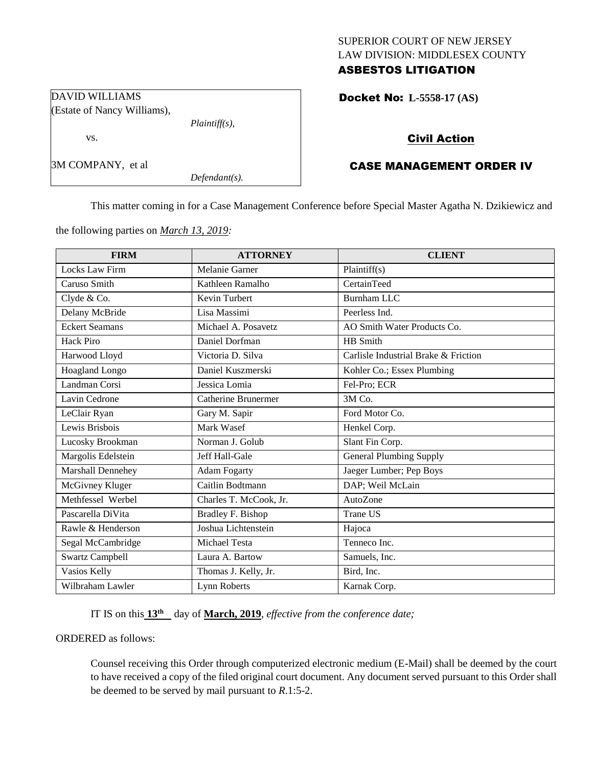SUPERIOR COURT OF NEW JERSEY
LAW DIVISION: MIDDLESEX COUNTY
**ASBESTOS LITIGATION**

DAVID WILLIAMS
(Estate of Nancy Williams),
*Plaintiff(s),*

vs.

3M COMPANY, et al
*Defendant(s).*

**Docket No: L-5558-17 (AS)**

**Civil Action**

**CASE MANAGEMENT ORDER IV**

This matter coming in for a Case Management Conference before Special Master Agatha N. Dzikiewicz and the following parties on ***March 13, 2019:***

| FIRM | ATTORNEY | CLIENT |
|---|---|---|
| Locks Law Firm | Melanie Garner | Plaintiff(s) |
| Caruso Smith | Kathleen Ramalho | CertainTeed |
| Clyde & Co. | Kevin Turbert | Burnham LLC |
| Delany McBride | Lisa Massimi | Peerless Ind. |
| Eckert Seamans | Michael A. Posavetz | AO Smith Water Products Co. |
| Hack Piro | Daniel Dorfman | HB Smith |
| Harwood Lloyd | Victoria D. Silva | Carlisle Industrial Brake & Friction |
| Hoagland Longo | Daniel Kuszmerski | Kohler Co.; Essex Plumbing |
| Landman Corsi | Jessica Lomia | Fel-Pro; ECR |
| Lavin Cedrone | Catherine Brunermer | 3M Co. |
| LeClair Ryan | Gary M. Sapir | Ford Motor Co. |
| Lewis Brisbois | Mark Wasef | Henkel Corp. |
| Lucosky Brookman | Norman J. Golub | Slant Fin Corp. |
| Margolis Edelstein | Jeff Hall-Gale | General Plumbing Supply |
| Marshall Dennehey | Adam Fogarty | Jaeger Lumber; Pep Boys |
| McGivney Kluger | Caitlin Bodtmann | DAP; Weil McLain |
| Methfessel Werbel | Charles T. McCook, Jr. | AutoZone |
| Pascarella DiVita | Bradley F. Bishop | Trane US |
| Rawle & Henderson | Joshua Lichtenstein | Hajoca |
| Segal McCambridge | Michael Testa | Tenneco Inc. |
| Swartz Campbell | Laura A. Bartow | Samuels, Inc. |
| Vasios Kelly | Thomas J. Kelly, Jr. | Bird, Inc. |
| Wilbraham Lawler | Lynn Roberts | Karnak Corp. |

IT IS on this **13th** day of **March, 2019**, *effective from the conference date;*

ORDERED as follows:

Counsel receiving this Order through computerized electronic medium (E-Mail) shall be deemed by the court to have received a copy of the filed original court document. Any document served pursuant to this Order shall be deemed to be served by mail pursuant to *R*.1:5-2.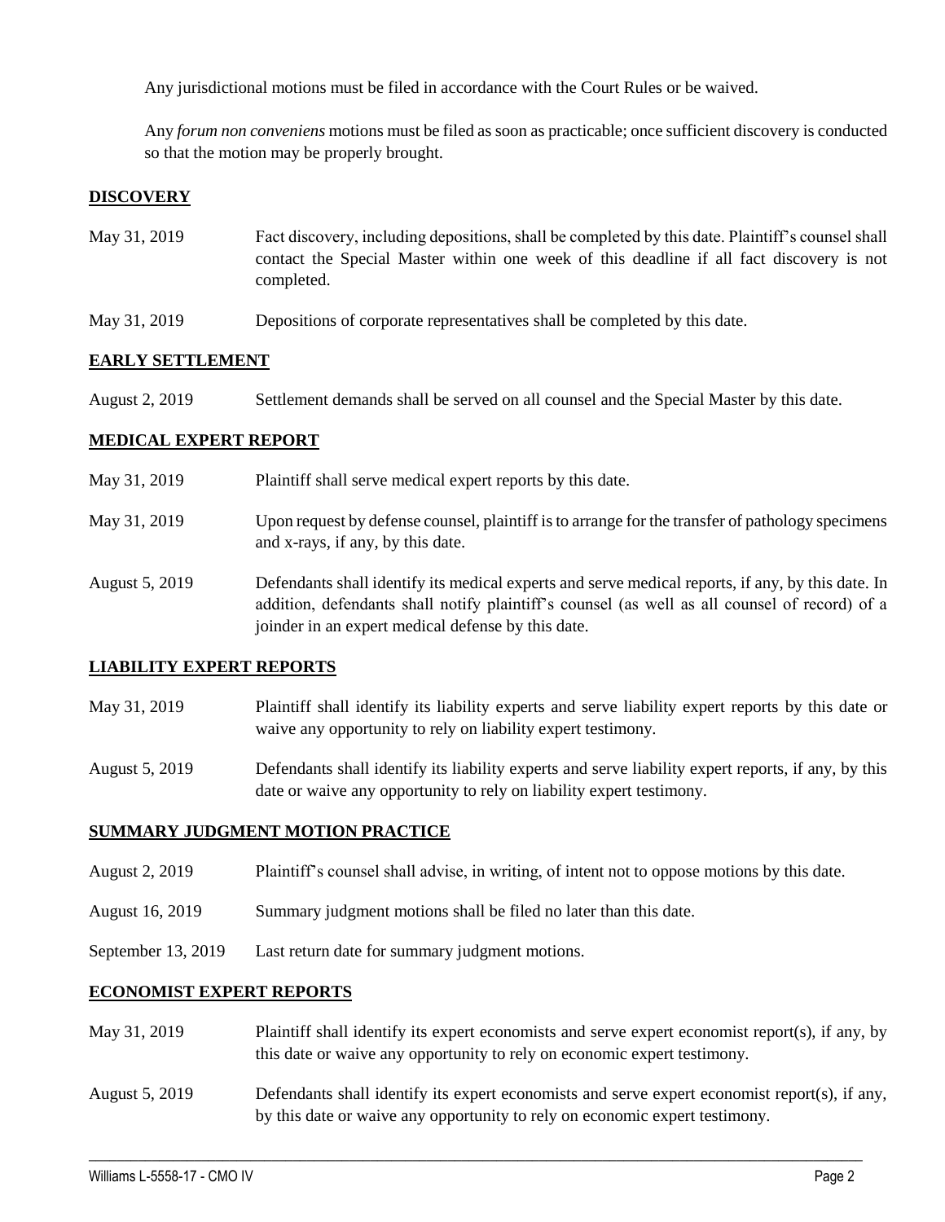Any jurisdictional motions must be filed in accordance with the Court Rules or be waived.

Any *forum non conveniens* motions must be filed as soon as practicable; once sufficient discovery is conducted so that the motion may be properly brought.

## DISCOVERY

| | |
|---|---|
| May 31, 2019 | Fact discovery, including depositions, shall be completed by this date. Plaintiff's counsel shall contact the Special Master within one week of this deadline if all fact discovery is not completed. |
| May 31, 2019 | Depositions of corporate representatives shall be completed by this date. |

## EARLY SETTLEMENT

| | |
|---|---|
| August 2, 2019 | Settlement demands shall be served on all counsel and the Special Master by this date. |

## MEDICAL EXPERT REPORT

| | |
|---|---|
| May 31, 2019 | Plaintiff shall serve medical expert reports by this date. |
| May 31, 2019 | Upon request by defense counsel, plaintiff is to arrange for the transfer of pathology specimens and x-rays, if any, by this date. |
| August 5, 2019 | Defendants shall identify its medical experts and serve medical reports, if any, by this date. In addition, defendants shall notify plaintiff's counsel (as well as all counsel of record) of a joinder in an expert medical defense by this date. |

## LIABILITY EXPERT REPORTS

| | |
|---|---|
| May 31, 2019 | Plaintiff shall identify its liability experts and serve liability expert reports by this date or waive any opportunity to rely on liability expert testimony. |
| August 5, 2019 | Defendants shall identify its liability experts and serve liability expert reports, if any, by this date or waive any opportunity to rely on liability expert testimony. |

## SUMMARY JUDGMENT MOTION PRACTICE

| | |
|---|---|
| August 2, 2019 | Plaintiff's counsel shall advise, in writing, of intent not to oppose motions by this date. |
| August 16, 2019 | Summary judgment motions shall be filed no later than this date. |
| September 13, 2019 | Last return date for summary judgment motions. |

## ECONOMIST EXPERT REPORTS

| | |
|---|---|
| May 31, 2019 | Plaintiff shall identify its expert economists and serve expert economist report(s), if any, by this date or waive any opportunity to rely on economic expert testimony. |
| August 5, 2019 | Defendants shall identify its expert economists and serve expert economist report(s), if any, by this date or waive any opportunity to rely on economic expert testimony. |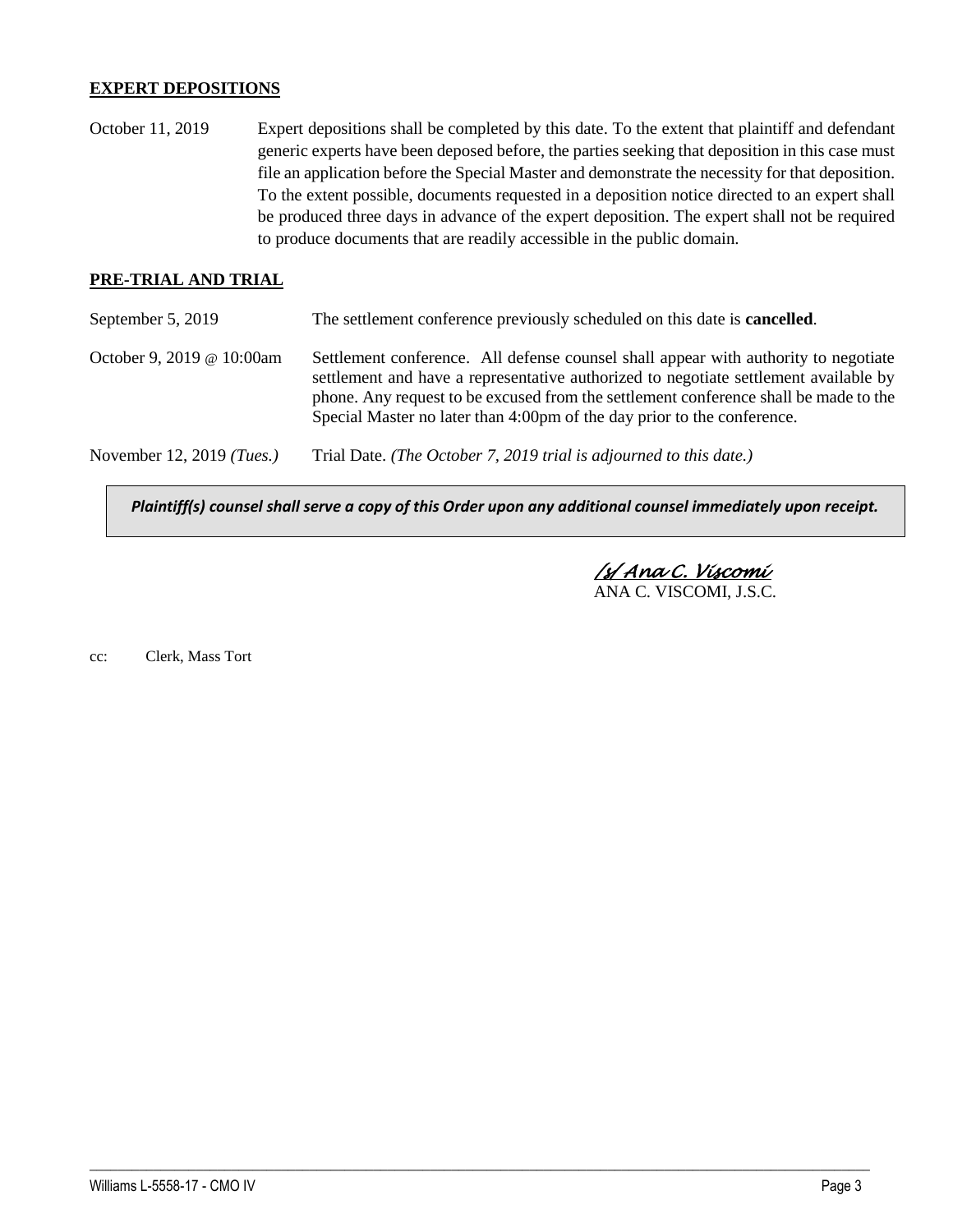**EXPERT DEPOSITIONS**

| | |
|---|---|
| October 11, 2019 | Expert depositions shall be completed by this date. To the extent that plaintiff and defendant generic experts have been deposed before, the parties seeking that deposition in this case must file an application before the Special Master and demonstrate the necessity for that deposition. To the extent possible, documents requested in a deposition notice directed to an expert shall be produced three days in advance of the expert deposition. The expert shall not be required to produce documents that are readily accessible in the public domain. |

**PRE-TRIAL AND TRIAL**

| | |
|---|---|
| September 5, 2019 | The settlement conference previously scheduled on this date is **cancelled**. |
| October 9, 2019 @ 10:00am | Settlement conference. All defense counsel shall appear with authority to negotiate settlement and have a representative authorized to negotiate settlement available by phone. Any request to be excused from the settlement conference shall be made to the Special Master no later than 4:00pm of the day prior to the conference. |
| November 12, 2019 *(Tues.)* | Trial Date. *(The October 7, 2019 trial is adjourned to this date.)* |

***Plaintiff(s) counsel shall serve a copy of this Order upon any additional counsel immediately upon receipt.***

*/s/ Ana C. Viscomi*
ANA C. VISCOMI, J.S.C.

cc: Clerk, Mass Tort